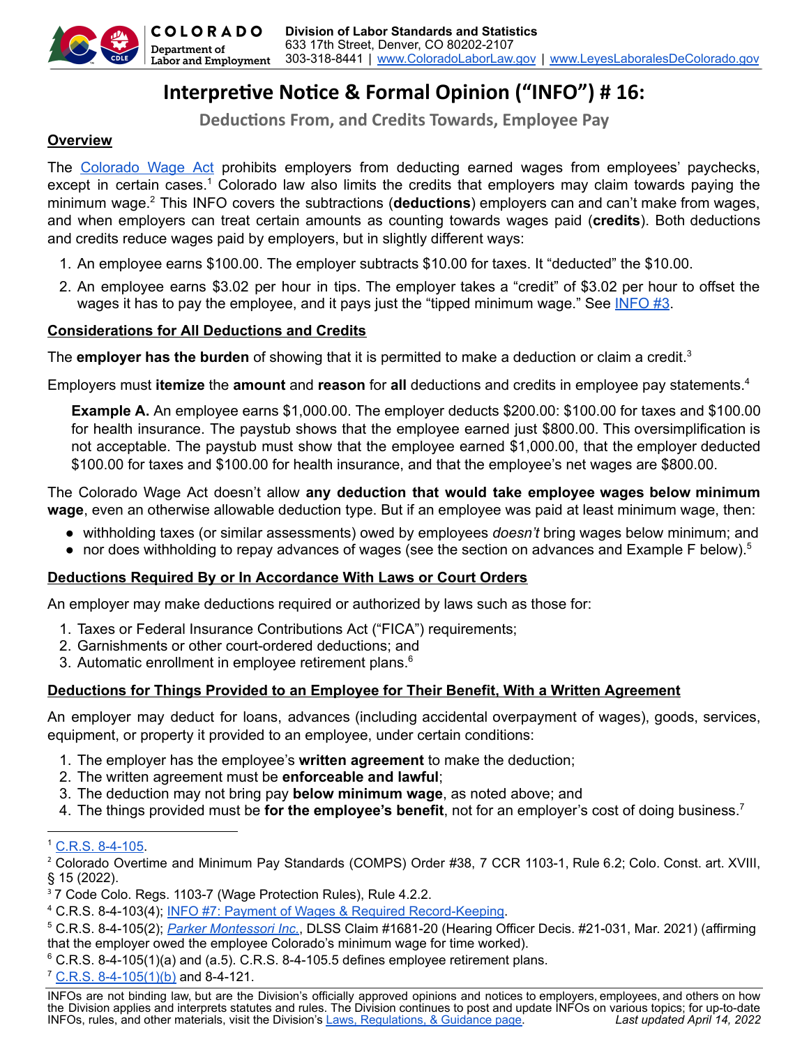# Interpretive Notice & Formal Opinion ("INFO") # 16:

## Deductions From, and Credits Towards, Employee Pay

**Overview**

The Colorado Wage Act prohibits employers from deducting earned wages from employees' paychecks, except in certain cases.[1] Colorado law also limits the credits that employers may claim towards paying the minimum wage.[2] This INFO covers the subtractions (**deductions**) employers can and can't make from wages, and when employers can treat certain amounts as counting towards wages paid (**credits**). Both deductions and credits reduce wages paid by employers, but in slightly different ways:

1. An employee earns $100.00. The employer subtracts $10.00 for taxes. It "deducted" the $10.00.
2. An employee earns $3.02 per hour in tips. The employer takes a "credit" of $3.02 per hour to offset the wages it has to pay the employee, and it pays just the "tipped minimum wage." See INFO #3.

**Considerations for All Deductions and Credits**

The **employer has the burden** of showing that it is permitted to make a deduction or claim a credit.[3]

Employers must **itemize** the **amount** and **reason** for **all** deductions and credits in employee pay statements.[4]

> **Example A.** An employee earns $1,000.00. The employer deducts $200.00: $100.00 for taxes and $100.00 for health insurance. The paystub shows that the employee earned just $800.00. This oversimplification is not acceptable. The paystub must show that the employee earned $1,000.00, that the employer deducted $100.00 for taxes and $100.00 for health insurance, and that the employee's net wages are $800.00.

The Colorado Wage Act doesn't allow **any deduction that would take employee wages below minimum wage**, even an otherwise allowable deduction type. But if an employee was paid at least minimum wage, then:

- withholding taxes (or similar assessments) owed by employees *doesn't* bring wages below minimum; and
- nor does withholding to repay advances of wages (see the section on advances and Example F below).[5]

**Deductions Required By or In Accordance With Laws or Court Orders**

An employer may make deductions required or authorized by laws such as those for:

1. Taxes or Federal Insurance Contributions Act ("FICA") requirements;
2. Garnishments or other court-ordered deductions; and
3. Automatic enrollment in employee retirement plans.[6]

**Deductions for Things Provided to an Employee for Their Benefit, With a Written Agreement**

An employer may deduct for loans, advances (including accidental overpayment of wages), goods, services, equipment, or property it provided to an employee, under certain conditions:

1. The employer has the employee's **written agreement** to make the deduction;
2. The written agreement must be **enforceable and lawful**;
3. The deduction may not bring pay **below minimum wage**, as noted above; and
4. The things provided must be **for the employee's benefit**, not for an employer's cost of doing business.[7]

---

[1] C.R.S. 8-4-105.

[2] Colorado Overtime and Minimum Pay Standards (COMPS) Order #38, 7 CCR 1103-1, Rule 6.2; Colo. Const. art. XVIII, § 15 (2022).

[3] 7 Code Colo. Regs. 1103-7 (Wage Protection Rules), Rule 4.2.2.

[4] C.R.S. 8-4-103(4); INFO #7: Payment of Wages & Required Record-Keeping.

[5] C.R.S. 8-4-105(2); *Parker Montessori Inc.*, DLSS Claim #1681-20 (Hearing Officer Decis. #21-031, Mar. 2021) (affirming that the employer owed the employee Colorado's minimum wage for time worked).

[6] C.R.S. 8-4-105(1)(a) and (a.5). C.R.S. 8-4-105.5 defines employee retirement plans.

[7] C.R.S. 8-4-105(1)(b) and 8-4-121.

INFOs are not binding law, but are the Division's officially approved opinions and notices to employers, employees, and others on how the Division applies and interprets statutes and rules. The Division continues to post and update INFOs on various topics; for up-to-date INFOs, rules, and other materials, visit the Division's Laws, Regulations, & Guidance page. *Last updated April 14, 2022*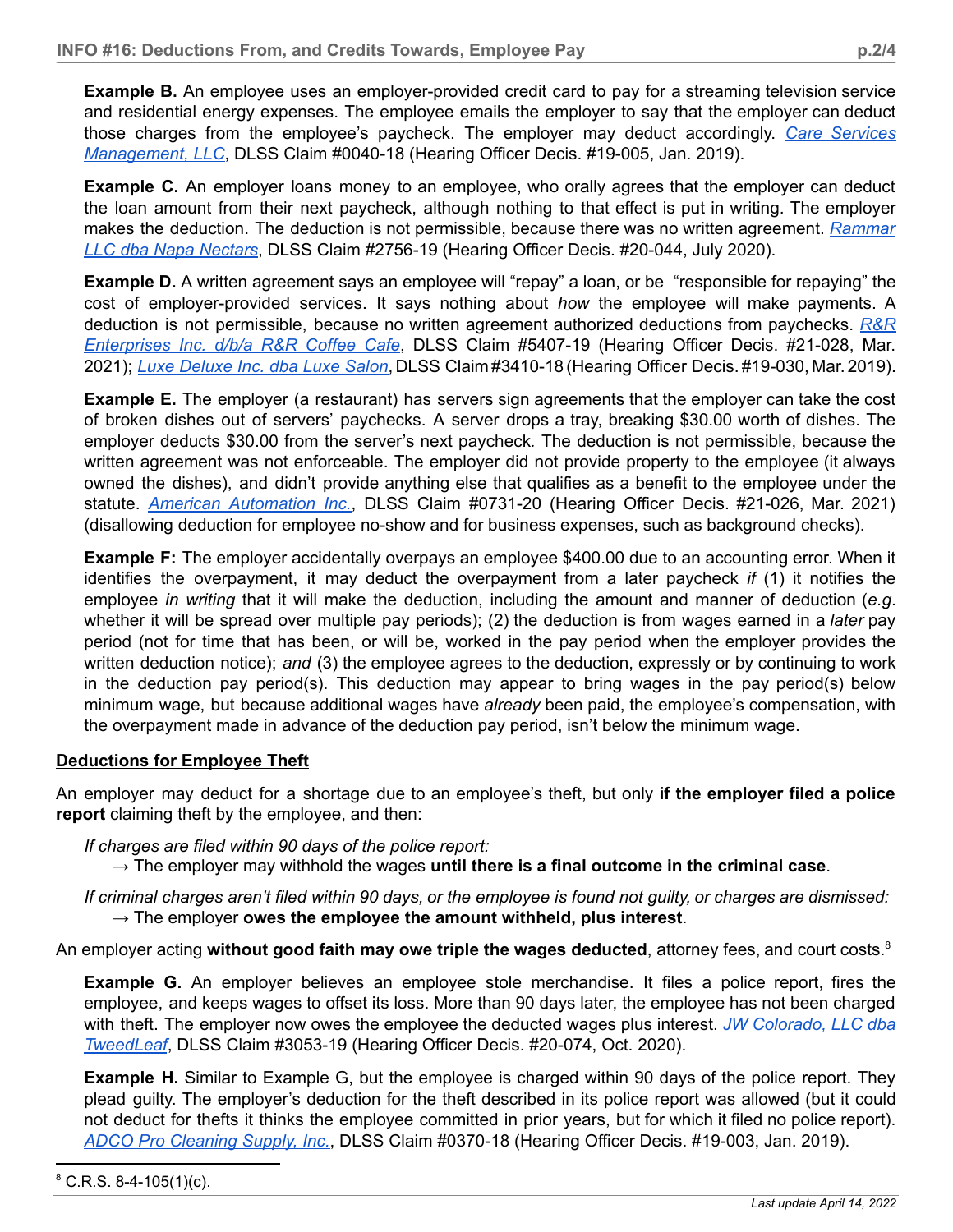**Example B.** An employee uses an employer-provided credit card to pay for a streaming television service and residential energy expenses. The employee emails the employer to say that the employer can deduct those charges from the employee's paycheck. The employer may deduct accordingly. *Care Services Management, LLC*, DLSS Claim #0040-18 (Hearing Officer Decis. #19-005, Jan. 2019).

**Example C.** An employer loans money to an employee, who orally agrees that the employer can deduct the loan amount from their next paycheck, although nothing to that effect is put in writing. The employer makes the deduction. The deduction is not permissible, because there was no written agreement. *Rammar LLC dba Napa Nectars*, DLSS Claim #2756-19 (Hearing Officer Decis. #20-044, July 2020).

**Example D.** A written agreement says an employee will "repay" a loan, or be "responsible for repaying" the cost of employer-provided services. It says nothing about *how* the employee will make payments. A deduction is not permissible, because no written agreement authorized deductions from paychecks. *R&R Enterprises Inc. d/b/a R&R Coffee Cafe*, DLSS Claim #5407-19 (Hearing Officer Decis. #21-028, Mar. 2021); *Luxe Deluxe Inc. dba Luxe Salon*, DLSS Claim #3410-18 (Hearing Officer Decis. #19-030, Mar. 2019).

**Example E.** The employer (a restaurant) has servers sign agreements that the employer can take the cost of broken dishes out of servers' paychecks. A server drops a tray, breaking $30.00 worth of dishes. The employer deducts $30.00 from the server's next paycheck. The deduction is not permissible, because the written agreement was not enforceable. The employer did not provide property to the employee (it always owned the dishes), and didn't provide anything else that qualifies as a benefit to the employee under the statute. *American Automation Inc.*, DLSS Claim #0731-20 (Hearing Officer Decis. #21-026, Mar. 2021) (disallowing deduction for employee no-show and for business expenses, such as background checks).

**Example F:** The employer accidentally overpays an employee $400.00 due to an accounting error. When it identifies the overpayment, it may deduct the overpayment from a later paycheck *if* (1) it notifies the employee *in writing* that it will make the deduction, including the amount and manner of deduction (*e.g.* whether it will be spread over multiple pay periods); (2) the deduction is from wages earned in a *later* pay period (not for time that has been, or will be, worked in the pay period when the employer provides the written deduction notice); *and* (3) the employee agrees to the deduction, expressly or by continuing to work in the deduction pay period(s). This deduction may appear to bring wages in the pay period(s) below minimum wage, but because additional wages have *already* been paid, the employee's compensation, with the overpayment made in advance of the deduction pay period, isn't below the minimum wage.

## Deductions for Employee Theft

An employer may deduct for a shortage due to an employee's theft, but only **if the employer filed a police report** claiming theft by the employee, and then:

*If charges are filed within 90 days of the police report:*
→ The employer may withhold the wages **until there is a final outcome in the criminal case**.

*If criminal charges aren't filed within 90 days, or the employee is found not guilty, or charges are dismissed:*
→ The employer **owes the employee the amount withheld, plus interest**.

An employer acting **without good faith may owe triple the wages deducted**, attorney fees, and court costs.[8]

**Example G.** An employer believes an employee stole merchandise. It files a police report, fires the employee, and keeps wages to offset its loss. More than 90 days later, the employee has not been charged with theft. The employer now owes the employee the deducted wages plus interest. *JW Colorado, LLC dba TweedLeaf*, DLSS Claim #3053-19 (Hearing Officer Decis. #20-074, Oct. 2020).

**Example H.** Similar to Example G, but the employee is charged within 90 days of the police report. They plead guilty. The employer's deduction for the theft described in its police report was allowed (but it could not deduct for thefts it thinks the employee committed in prior years, but for which it filed no police report). *ADCO Pro Cleaning Supply, Inc.*, DLSS Claim #0370-18 (Hearing Officer Decis. #19-003, Jan. 2019).

---

[8] C.R.S. 8-4-105(1)(c).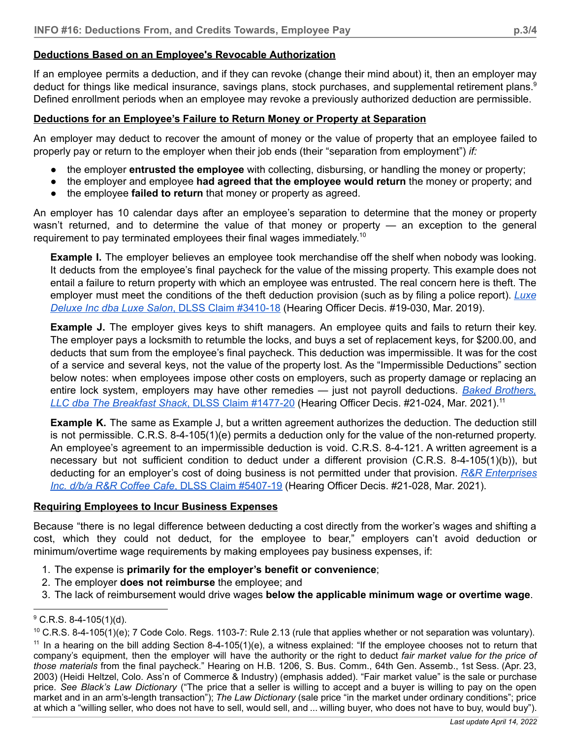**Deductions Based on an Employee's Revocable Authorization**

If an employee permits a deduction, and if they can revoke (change their mind about) it, then an employer may deduct for things like medical insurance, savings plans, stock purchases, and supplemental retirement plans.[9] Defined enrollment periods when an employee may revoke a previously authorized deduction are permissible.

**Deductions for an Employee's Failure to Return Money or Property at Separation**

An employer may deduct to recover the amount of money or the value of property that an employee failed to properly pay or return to the employer when their job ends (their "separation from employment") *if:*

- the employer **entrusted the employee** with collecting, disbursing, or handling the money or property;
- the employer and employee **had agreed that the employee would return** the money or property; and
- the employee **failed to return** that money or property as agreed.

An employer has 10 calendar days after an employee's separation to determine that the money or property wasn't returned, and to determine the value of that money or property — an exception to the general requirement to pay terminated employees their final wages immediately.[10]

> **Example I.** The employer believes an employee took merchandise off the shelf when nobody was looking. It deducts from the employee's final paycheck for the value of the missing property. This example does not entail a failure to return property with which an employee was entrusted. The real concern here is theft. The employer must meet the conditions of the theft deduction provision (such as by filing a police report). *Luxe Deluxe Inc dba Luxe Salon*, DLSS Claim #3410-18 (Hearing Officer Decis. #19-030, Mar. 2019).

> **Example J.** The employer gives keys to shift managers. An employee quits and fails to return their key. The employer pays a locksmith to retumble the locks, and buys a set of replacement keys, for $200.00, and deducts that sum from the employee's final paycheck. This deduction was impermissible. It was for the cost of a service and several keys, not the value of the property lost. As the "Impermissible Deductions" section below notes: when employees impose other costs on employers, such as property damage or replacing an entire lock system, employers may have other remedies — just not payroll deductions. *Baked Brothers, LLC dba The Breakfast Shack*, DLSS Claim #1477-20 (Hearing Officer Decis. #21-024, Mar. 2021).[11]

> **Example K.** The same as Example J, but a written agreement authorizes the deduction. The deduction still is not permissible. C.R.S. 8-4-105(1)(e) permits a deduction only for the value of the non-returned property. An employee's agreement to an impermissible deduction is void. C.R.S. 8-4-121. A written agreement is a necessary but not sufficient condition to deduct under a different provision (C.R.S. 8-4-105(1)(b)), but deducting for an employer's cost of doing business is not permitted under that provision. *R&R Enterprises Inc. d/b/a R&R Coffee Cafe*, DLSS Claim #5407-19 (Hearing Officer Decis. #21-028, Mar. 2021).

**Requiring Employees to Incur Business Expenses**

Because "there is no legal difference between deducting a cost directly from the worker's wages and shifting a cost, which they could not deduct, for the employee to bear," employers can't avoid deduction or minimum/overtime wage requirements by making employees pay business expenses, if:

1. The expense is **primarily for the employer's benefit or convenience**;
2. The employer **does not reimburse** the employee; and
3. The lack of reimbursement would drive wages **below the applicable minimum wage or overtime wage**.

---

[9] C.R.S. 8-4-105(1)(d).

[10] C.R.S. 8-4-105(1)(e); 7 Code Colo. Regs. 1103-7: Rule 2.13 (rule that applies whether or not separation was voluntary).

[11] In a hearing on the bill adding Section 8-4-105(1)(e), a witness explained: "If the employee chooses not to return that company's equipment, then the employer will have the authority or the right to deduct *fair market value for the price of those materials* from the final paycheck." Hearing on H.B. 1206, S. Bus. Comm., 64th Gen. Assemb., 1st Sess. (Apr. 23, 2003) (Heidi Heltzel, Colo. Ass'n of Commerce & Industry) (emphasis added). "Fair market value" is the sale or purchase price. *See Black's Law Dictionary* ("The price that a seller is willing to accept and a buyer is willing to pay on the open market and in an arm's-length transaction"); *The Law Dictionary* (sale price "in the market under ordinary conditions"; price at which a "willing seller, who does not have to sell, would sell, and ... willing buyer, who does not have to buy, would buy").

*Last update April 14, 2022*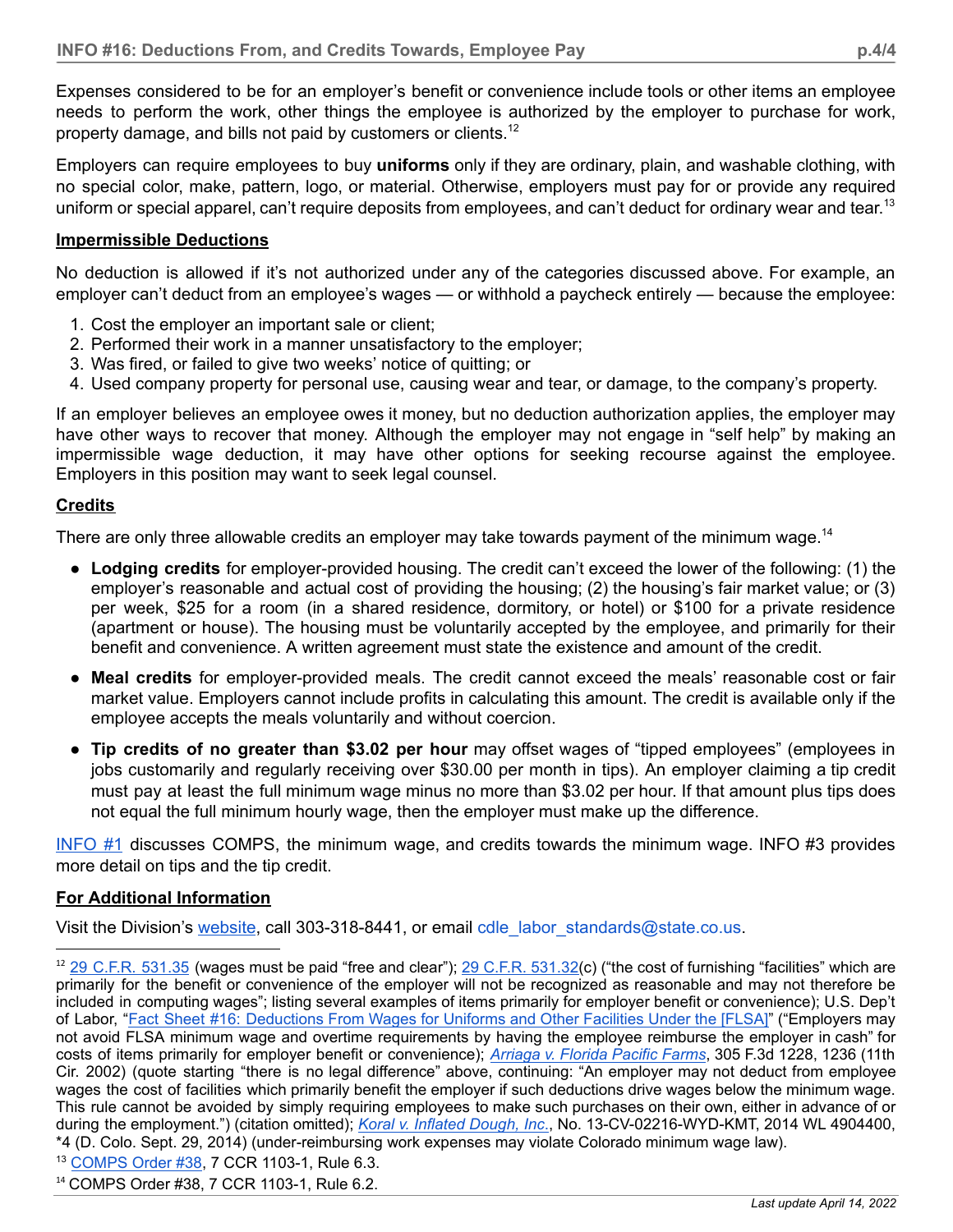Expenses considered to be for an employer's benefit or convenience include tools or other items an employee needs to perform the work, other things the employee is authorized by the employer to purchase for work, property damage, and bills not paid by customers or clients.[12]

Employers can require employees to buy **uniforms** only if they are ordinary, plain, and washable clothing, with no special color, make, pattern, logo, or material. Otherwise, employers must pay for or provide any required uniform or special apparel, can't require deposits from employees, and can't deduct for ordinary wear and tear.[13]

## Impermissible Deductions

No deduction is allowed if it's not authorized under any of the categories discussed above. For example, an employer can't deduct from an employee's wages — or withhold a paycheck entirely — because the employee:

1. Cost the employer an important sale or client;
2. Performed their work in a manner unsatisfactory to the employer;
3. Was fired, or failed to give two weeks' notice of quitting; or
4. Used company property for personal use, causing wear and tear, or damage, to the company's property.

If an employer believes an employee owes it money, but no deduction authorization applies, the employer may have other ways to recover that money. Although the employer may not engage in "self help" by making an impermissible wage deduction, it may have other options for seeking recourse against the employee. Employers in this position may want to seek legal counsel.

## Credits

There are only three allowable credits an employer may take towards payment of the minimum wage.[14]

- **Lodging credits** for employer-provided housing. The credit can't exceed the lower of the following: (1) the employer's reasonable and actual cost of providing the housing; (2) the housing's fair market value; or (3) per week, $25 for a room (in a shared residence, dormitory, or hotel) or $100 for a private residence (apartment or house). The housing must be voluntarily accepted by the employee, and primarily for their benefit and convenience. A written agreement must state the existence and amount of the credit.
- **Meal credits** for employer-provided meals. The credit cannot exceed the meals' reasonable cost or fair market value. Employers cannot include profits in calculating this amount. The credit is available only if the employee accepts the meals voluntarily and without coercion.
- **Tip credits of no greater than $3.02 per hour** may offset wages of "tipped employees" (employees in jobs customarily and regularly receiving over $30.00 per month in tips). An employer claiming a tip credit must pay at least the full minimum wage minus no more than $3.02 per hour. If that amount plus tips does not equal the full minimum hourly wage, then the employer must make up the difference.

INFO #1 discusses COMPS, the minimum wage, and credits towards the minimum wage. INFO #3 provides more detail on tips and the tip credit.

## For Additional Information

Visit the Division's website, call 303-318-8441, or email cdle_labor_standards@state.co.us.

---

[12] 29 C.F.R. 531.35 (wages must be paid "free and clear"); 29 C.F.R. 531.32(c) ("the cost of furnishing "facilities" which are primarily for the benefit or convenience of the employer will not be recognized as reasonable and may not therefore be included in computing wages"; listing several examples of items primarily for employer benefit or convenience); U.S. Dep't of Labor, "Fact Sheet #16: Deductions From Wages for Uniforms and Other Facilities Under the [FLSA]" ("Employers may not avoid FLSA minimum wage and overtime requirements by having the employee reimburse the employer in cash" for costs of items primarily for employer benefit or convenience); *Arriaga v. Florida Pacific Farms*, 305 F.3d 1228, 1236 (11th Cir. 2002) (quote starting "there is no legal difference" above, continuing: "An employer may not deduct from employee wages the cost of facilities which primarily benefit the employer if such deductions drive wages below the minimum wage. This rule cannot be avoided by simply requiring employees to make such purchases on their own, either in advance of or during the employment.") (citation omitted); *Koral v. Inflated Dough, Inc.*, No. 13-CV-02216-WYD-KMT, 2014 WL 4904400, *4 (D. Colo. Sept. 29, 2014) (under-reimbursing work expenses may violate Colorado minimum wage law).

[13] COMPS Order #38, 7 CCR 1103-1, Rule 6.3.

[14] COMPS Order #38, 7 CCR 1103-1, Rule 6.2.